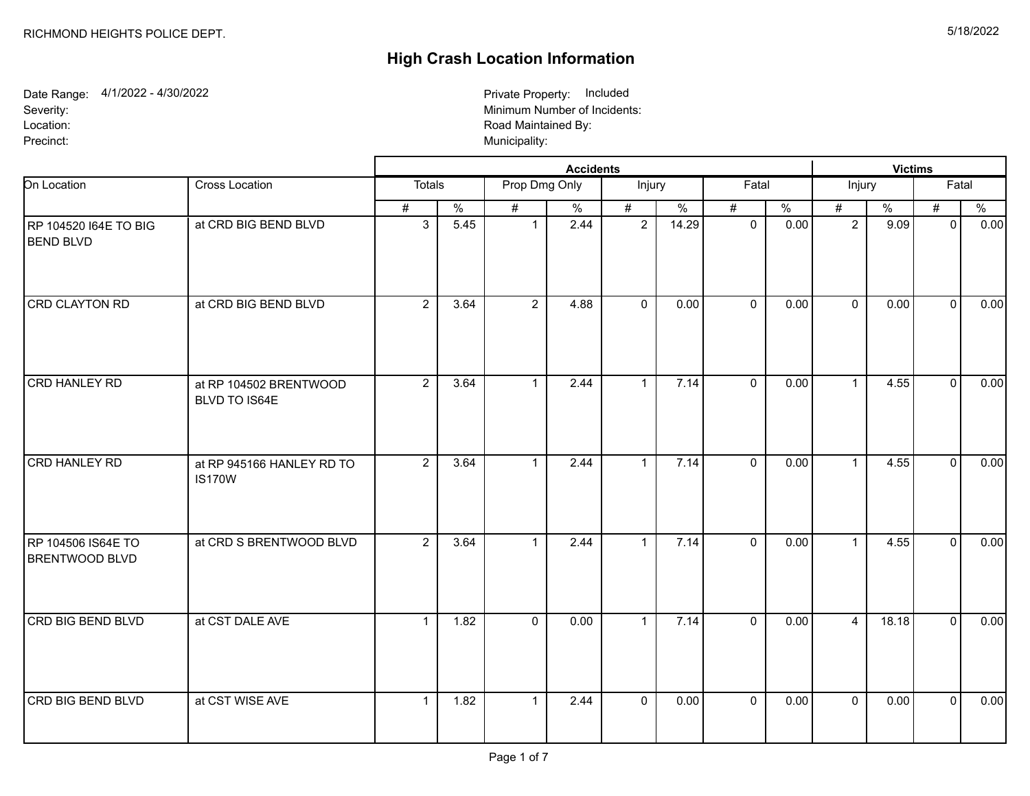RICHMOND HEIGHTS POLICE DEPT.

5/18/2022

# High Crash Location Information

Date Range: 4/1/2022 - 4/30/2022
Severity:
Location:
Precinct:

Private Property: Included
Minimum Number of Incidents:
Road Maintained By:
Municipality:

| | | Accidents | | | | | | | | Victims | | | |
|---|---|---|---|---|---|---|---|---|---|---|---|---|---|
| On Location | Cross Location | Totals | | Prop Dmg Only | | Injury | | Fatal | | Injury | | Fatal | |
| | | # | % | # | % | # | % | # | % | # | % | # | % |
| RP 104520 I64E TO BIG BEND BLVD | at CRD BIG BEND BLVD | 3 | 5.45 | 1 | 2.44 | 2 | 14.29 | 0 | 0.00 | 2 | 9.09 | 0 | 0.00 |
| CRD CLAYTON RD | at CRD BIG BEND BLVD | 2 | 3.64 | 2 | 4.88 | 0 | 0.00 | 0 | 0.00 | 0 | 0.00 | 0 | 0.00 |
| CRD HANLEY RD | at RP 104502 BRENTWOOD BLVD TO IS64E | 2 | 3.64 | 1 | 2.44 | 1 | 7.14 | 0 | 0.00 | 1 | 4.55 | 0 | 0.00 |
| CRD HANLEY RD | at RP 945166 HANLEY RD TO IS170W | 2 | 3.64 | 1 | 2.44 | 1 | 7.14 | 0 | 0.00 | 1 | 4.55 | 0 | 0.00 |
| RP 104506 IS64E TO BRENTWOOD BLVD | at CRD S BRENTWOOD BLVD | 2 | 3.64 | 1 | 2.44 | 1 | 7.14 | 0 | 0.00 | 1 | 4.55 | 0 | 0.00 |
| CRD BIG BEND BLVD | at CST DALE AVE | 1 | 1.82 | 0 | 0.00 | 1 | 7.14 | 0 | 0.00 | 4 | 18.18 | 0 | 0.00 |
| CRD BIG BEND BLVD | at CST WISE AVE | 1 | 1.82 | 1 | 2.44 | 0 | 0.00 | 0 | 0.00 | 0 | 0.00 | 0 | 0.00 |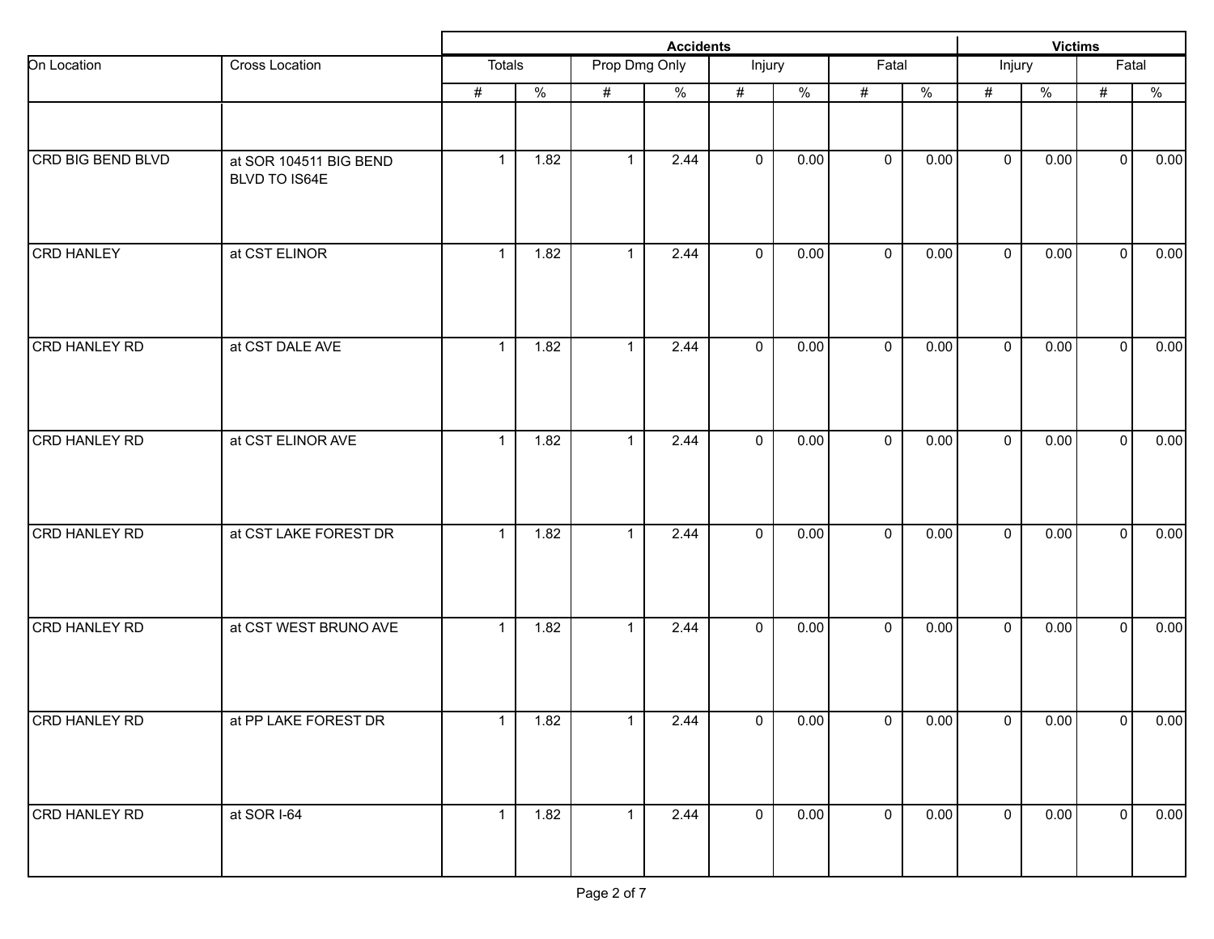| On Location | Cross Location | Accidents | | | | | | | | Victims | | | |
|---|---|---|---|---|---|---|---|---|---|---|---|---|---|
| | | Totals | | Prop Dmg Only | | Injury | | Fatal | | Injury | | Fatal | |
| | | # | % | # | % | # | % | # | % | # | % | # | % |
| CRD BIG BEND BLVD | at SOR 104511 BIG BEND BLVD TO IS64E | 1 | 1.82 | 1 | 2.44 | 0 | 0.00 | 0 | 0.00 | 0 | 0.00 | 0 | 0.00 |
| CRD HANLEY | at CST ELINOR | 1 | 1.82 | 1 | 2.44 | 0 | 0.00 | 0 | 0.00 | 0 | 0.00 | 0 | 0.00 |
| CRD HANLEY RD | at CST DALE AVE | 1 | 1.82 | 1 | 2.44 | 0 | 0.00 | 0 | 0.00 | 0 | 0.00 | 0 | 0.00 |
| CRD HANLEY RD | at CST ELINOR AVE | 1 | 1.82 | 1 | 2.44 | 0 | 0.00 | 0 | 0.00 | 0 | 0.00 | 0 | 0.00 |
| CRD HANLEY RD | at CST LAKE FOREST DR | 1 | 1.82 | 1 | 2.44 | 0 | 0.00 | 0 | 0.00 | 0 | 0.00 | 0 | 0.00 |
| CRD HANLEY RD | at CST WEST BRUNO AVE | 1 | 1.82 | 1 | 2.44 | 0 | 0.00 | 0 | 0.00 | 0 | 0.00 | 0 | 0.00 |
| CRD HANLEY RD | at PP LAKE FOREST DR | 1 | 1.82 | 1 | 2.44 | 0 | 0.00 | 0 | 0.00 | 0 | 0.00 | 0 | 0.00 |
| CRD HANLEY RD | at SOR I-64 | 1 | 1.82 | 1 | 2.44 | 0 | 0.00 | 0 | 0.00 | 0 | 0.00 | 0 | 0.00 |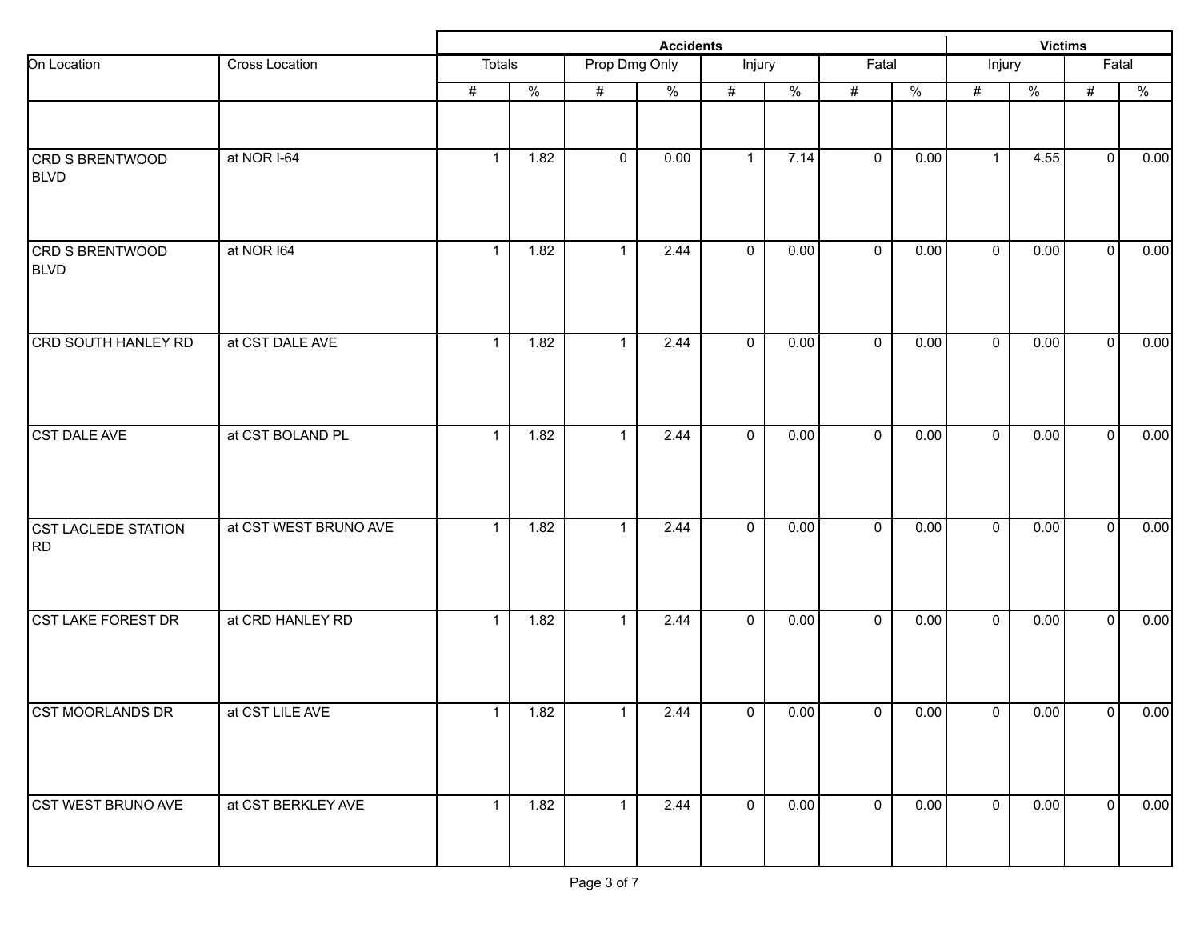| On Location | Cross Location | Accidents | | | | | | | | Victims | | | |
|---|---|---|---|---|---|---|---|---|---|---|---|---|---|
| | | Totals | | Prop Dmg Only | | Injury | | Fatal | | Injury | | Fatal | |
| | | # | % | # | % | # | % | # | % | # | % | # | % |
| CRD S BRENTWOOD BLVD | at NOR I-64 | 1 | 1.82 | 0 | 0.00 | 1 | 7.14 | 0 | 0.00 | 1 | 4.55 | 0 | 0.00 |
| CRD S BRENTWOOD BLVD | at NOR I64 | 1 | 1.82 | 1 | 2.44 | 0 | 0.00 | 0 | 0.00 | 0 | 0.00 | 0 | 0.00 |
| CRD SOUTH HANLEY RD | at CST DALE AVE | 1 | 1.82 | 1 | 2.44 | 0 | 0.00 | 0 | 0.00 | 0 | 0.00 | 0 | 0.00 |
| CST DALE AVE | at CST BOLAND PL | 1 | 1.82 | 1 | 2.44 | 0 | 0.00 | 0 | 0.00 | 0 | 0.00 | 0 | 0.00 |
| CST LACLEDE STATION RD | at CST WEST BRUNO AVE | 1 | 1.82 | 1 | 2.44 | 0 | 0.00 | 0 | 0.00 | 0 | 0.00 | 0 | 0.00 |
| CST LAKE FOREST DR | at CRD HANLEY RD | 1 | 1.82 | 1 | 2.44 | 0 | 0.00 | 0 | 0.00 | 0 | 0.00 | 0 | 0.00 |
| CST MOORLANDS DR | at CST LILE AVE | 1 | 1.82 | 1 | 2.44 | 0 | 0.00 | 0 | 0.00 | 0 | 0.00 | 0 | 0.00 |
| CST WEST BRUNO AVE | at CST BERKLEY AVE | 1 | 1.82 | 1 | 2.44 | 0 | 0.00 | 0 | 0.00 | 0 | 0.00 | 0 | 0.00 |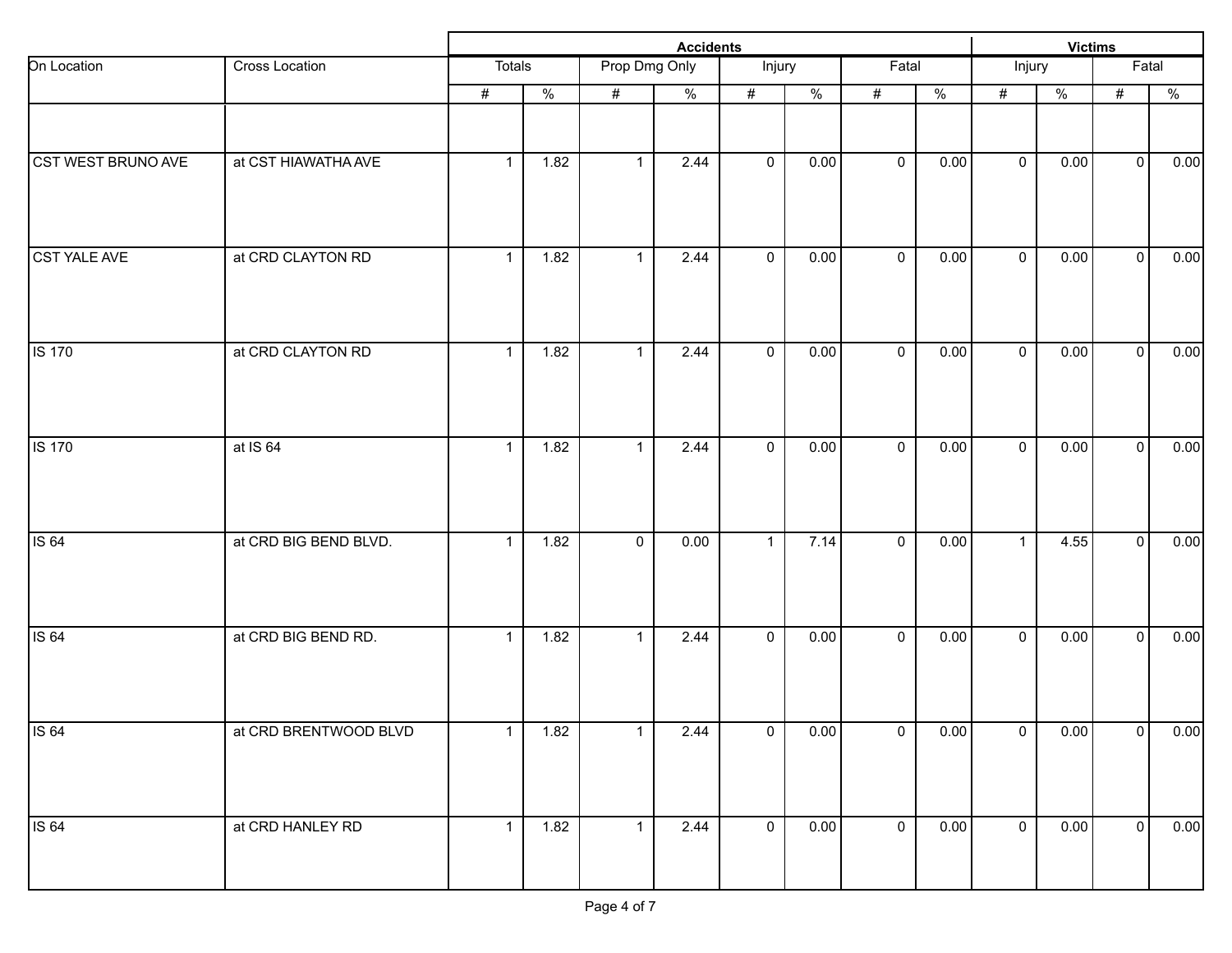| On Location | Cross Location | Accidents | | | | | | | | Victims | | | |
|---|---|---|---|---|---|---|---|---|---|---|---|---|---|
| | | Totals | | Prop Dmg Only | | Injury | | Fatal | | Injury | | Fatal | |
| | | # | % | # | % | # | % | # | % | # | % | # | % |
| | | | | | | | | | | | | | |
| CST WEST BRUNO AVE | at CST HIAWATHA AVE | 1 | 1.82 | 1 | 2.44 | 0 | 0.00 | 0 | 0.00 | 0 | 0.00 | 0 | 0.00 |
| CST YALE AVE | at CRD CLAYTON RD | 1 | 1.82 | 1 | 2.44 | 0 | 0.00 | 0 | 0.00 | 0 | 0.00 | 0 | 0.00 |
| IS 170 | at CRD CLAYTON RD | 1 | 1.82 | 1 | 2.44 | 0 | 0.00 | 0 | 0.00 | 0 | 0.00 | 0 | 0.00 |
| IS 170 | at IS 64 | 1 | 1.82 | 1 | 2.44 | 0 | 0.00 | 0 | 0.00 | 0 | 0.00 | 0 | 0.00 |
| IS 64 | at CRD BIG BEND BLVD. | 1 | 1.82 | 0 | 0.00 | 1 | 7.14 | 0 | 0.00 | 1 | 4.55 | 0 | 0.00 |
| IS 64 | at CRD BIG BEND RD. | 1 | 1.82 | 1 | 2.44 | 0 | 0.00 | 0 | 0.00 | 0 | 0.00 | 0 | 0.00 |
| IS 64 | at CRD BRENTWOOD BLVD | 1 | 1.82 | 1 | 2.44 | 0 | 0.00 | 0 | 0.00 | 0 | 0.00 | 0 | 0.00 |
| IS 64 | at CRD HANLEY RD | 1 | 1.82 | 1 | 2.44 | 0 | 0.00 | 0 | 0.00 | 0 | 0.00 | 0 | 0.00 |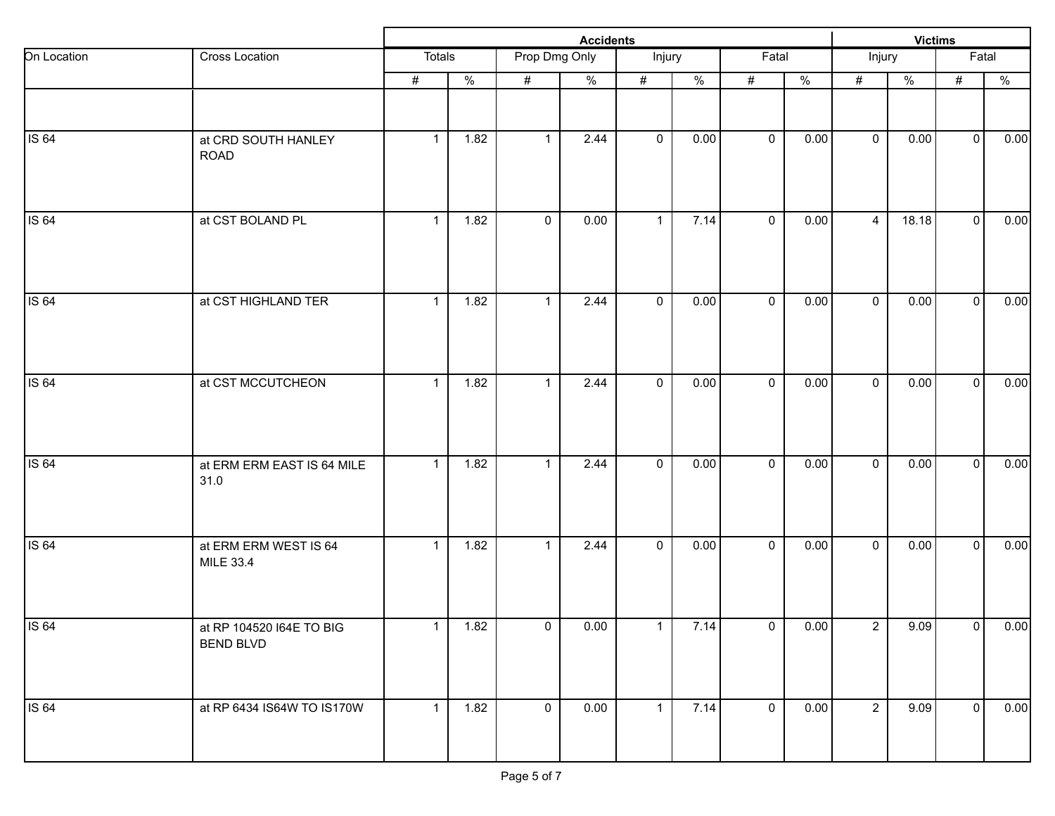| On Location | Cross Location | Accidents | | | | | | | | Victims | | | |
|---|---|---|---|---|---|---|---|---|---|---|---|---|---|
| | | Totals | | Prop Dmg Only | | Injury | | Fatal | | Injury | | Fatal | |
| | | # | % | # | % | # | % | # | % | # | % | # | % |
| | | | | | | | | | | | | | |
| IS 64 | at CRD SOUTH HANLEY ROAD | 1 | 1.82 | 1 | 2.44 | 0 | 0.00 | 0 | 0.00 | 0 | 0.00 | 0 | 0.00 |
| IS 64 | at CST BOLAND PL | 1 | 1.82 | 0 | 0.00 | 1 | 7.14 | 0 | 0.00 | 4 | 18.18 | 0 | 0.00 |
| IS 64 | at CST HIGHLAND TER | 1 | 1.82 | 1 | 2.44 | 0 | 0.00 | 0 | 0.00 | 0 | 0.00 | 0 | 0.00 |
| IS 64 | at CST MCCUTCHEON | 1 | 1.82 | 1 | 2.44 | 0 | 0.00 | 0 | 0.00 | 0 | 0.00 | 0 | 0.00 |
| IS 64 | at ERM ERM EAST IS 64 MILE 31.0 | 1 | 1.82 | 1 | 2.44 | 0 | 0.00 | 0 | 0.00 | 0 | 0.00 | 0 | 0.00 |
| IS 64 | at ERM ERM WEST IS 64 MILE 33.4 | 1 | 1.82 | 1 | 2.44 | 0 | 0.00 | 0 | 0.00 | 0 | 0.00 | 0 | 0.00 |
| IS 64 | at RP 104520 I64E TO BIG BEND BLVD | 1 | 1.82 | 0 | 0.00 | 1 | 7.14 | 0 | 0.00 | 2 | 9.09 | 0 | 0.00 |
| IS 64 | at RP 6434 IS64W TO IS170W | 1 | 1.82 | 0 | 0.00 | 1 | 7.14 | 0 | 0.00 | 2 | 9.09 | 0 | 0.00 |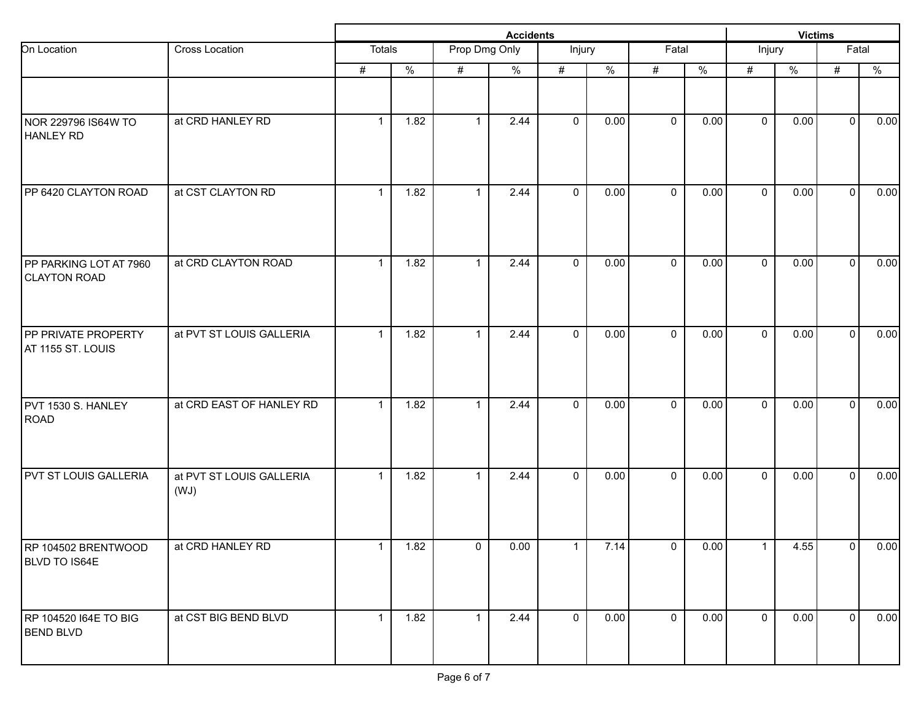| On Location | Cross Location | Accidents | | | | | | | | Victims | | | |
|---|---|---|---|---|---|---|---|---|---|---|---|---|---|
| | | Totals | | Prop Dmg Only | | Injury | | Fatal | | Injury | | Fatal | |
| | | # | % | # | % | # | % | # | % | # | % | # | % |
| NOR 229796 IS64W TO HANLEY RD | at CRD HANLEY RD | 1 | 1.82 | 1 | 2.44 | 0 | 0.00 | 0 | 0.00 | 0 | 0.00 | 0 | 0.00 |
| PP 6420 CLAYTON ROAD | at CST CLAYTON RD | 1 | 1.82 | 1 | 2.44 | 0 | 0.00 | 0 | 0.00 | 0 | 0.00 | 0 | 0.00 |
| PP PARKING LOT AT 7960 CLAYTON ROAD | at CRD CLAYTON ROAD | 1 | 1.82 | 1 | 2.44 | 0 | 0.00 | 0 | 0.00 | 0 | 0.00 | 0 | 0.00 |
| PP PRIVATE PROPERTY AT 1155 ST. LOUIS | at PVT ST LOUIS GALLERIA | 1 | 1.82 | 1 | 2.44 | 0 | 0.00 | 0 | 0.00 | 0 | 0.00 | 0 | 0.00 |
| PVT 1530 S. HANLEY ROAD | at CRD EAST OF HANLEY RD | 1 | 1.82 | 1 | 2.44 | 0 | 0.00 | 0 | 0.00 | 0 | 0.00 | 0 | 0.00 |
| PVT ST LOUIS GALLERIA | at PVT ST LOUIS GALLERIA (WJ) | 1 | 1.82 | 1 | 2.44 | 0 | 0.00 | 0 | 0.00 | 0 | 0.00 | 0 | 0.00 |
| RP 104502 BRENTWOOD BLVD TO IS64E | at CRD HANLEY RD | 1 | 1.82 | 0 | 0.00 | 1 | 7.14 | 0 | 0.00 | 1 | 4.55 | 0 | 0.00 |
| RP 104520 I64E TO BIG BEND BLVD | at CST BIG BEND BLVD | 1 | 1.82 | 1 | 2.44 | 0 | 0.00 | 0 | 0.00 | 0 | 0.00 | 0 | 0.00 |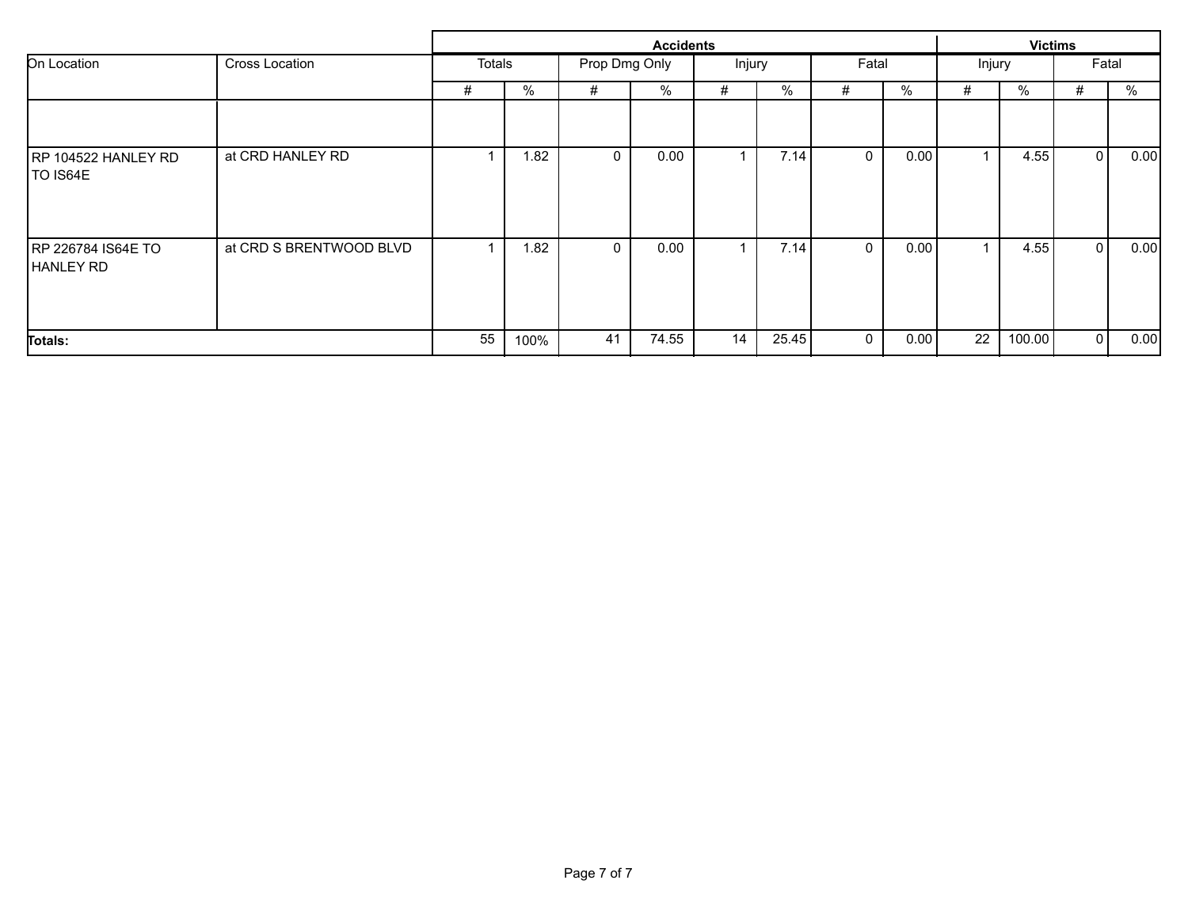| | | Accidents | | | | | | | | Victims | | | |
|---|---|---|---|---|---|---|---|---|---|---|---|---|---|
| On Location | Cross Location | Totals | | Prop Dmg Only | | Injury | | Fatal | | Injury | | Fatal | |
| | | # | % | # | % | # | % | # | % | # | % | # | % |
| | | | | | | | | | | | | | |
| RP 104522 HANLEY RD TO IS64E | at CRD HANLEY RD | 1 | 1.82 | 0 | 0.00 | 1 | 7.14 | 0 | 0.00 | 1 | 4.55 | 0 | 0.00 |
| RP 226784 IS64E TO HANLEY RD | at CRD S BRENTWOOD BLVD | 1 | 1.82 | 0 | 0.00 | 1 | 7.14 | 0 | 0.00 | 1 | 4.55 | 0 | 0.00 |
| **Totals:** | | 55 | 100% | 41 | 74.55 | 14 | 25.45 | 0 | 0.00 | 22 | 100.00 | 0 | 0.00 |